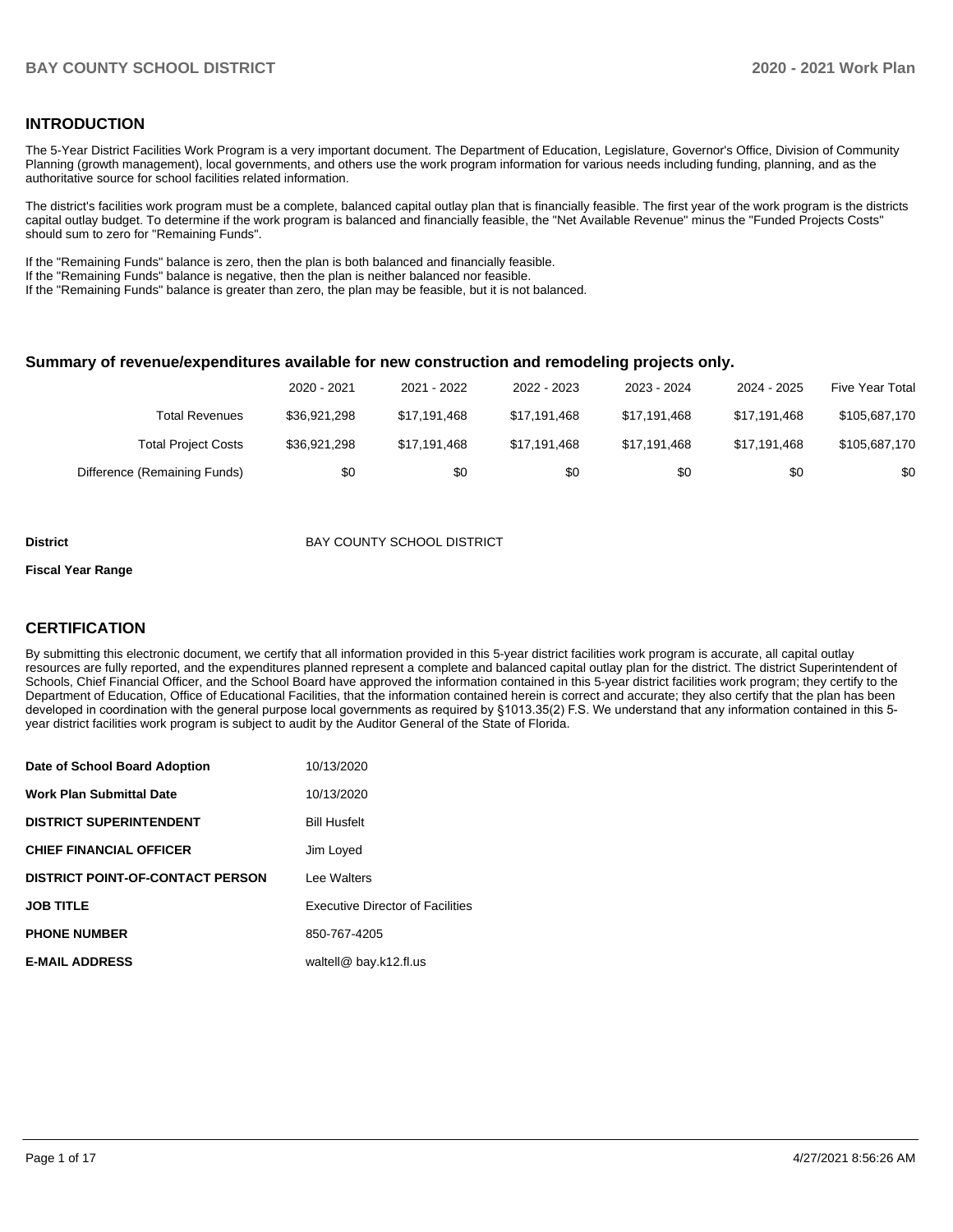## INTRODUCTION

The 5-Year District Facilities Work Program is a very important document. The Department of Education, Legislature, Governor's Office, Division of Community Planning (growth management), local governments, and others use the work program information for various needs including funding, planning, and as the authoritative source for school facilities related information.

The district's facilities work program must be a complete, balanced capital outlay plan that is financially feasible. The first year of the work program is the districts capital outlay budget. To determine if the work program is balanced and financially feasible, the "Net Available Revenue" minus the "Funded Projects Costs" should sum to zero for "Remaining Funds".

If the "Remaining Funds" balance is zero, then the plan is both balanced and financially feasible.
If the "Remaining Funds" balance is negative, then the plan is neither balanced nor feasible.
If the "Remaining Funds" balance is greater than zero, the plan may be feasible, but it is not balanced.

### Summary of revenue/expenditures available for new construction and remodeling projects only.

| | 2020 - 2021 | 2021 - 2022 | 2022 - 2023 | 2023 - 2024 | 2024 - 2025 | Five Year Total |
|---|---|---|---|---|---|---|
| Total Revenues | $36,921,298 | $17,191,468 | $17,191,468 | $17,191,468 | $17,191,468 | $105,687,170 |
| Total Project Costs | $36,921,298 | $17,191,468 | $17,191,468 | $17,191,468 | $17,191,468 | $105,687,170 |
| Difference (Remaining Funds) | $0 | $0 | $0 | $0 | $0 | $0 |

**District** BAY COUNTY SCHOOL DISTRICT

**Fiscal Year Range**

## CERTIFICATION

By submitting this electronic document, we certify that all information provided in this 5-year district facilities work program is accurate, all capital outlay resources are fully reported, and the expenditures planned represent a complete and balanced capital outlay plan for the district. The district Superintendent of Schools, Chief Financial Officer, and the School Board have approved the information contained in this 5-year district facilities work program; they certify to the Department of Education, Office of Educational Facilities, that the information contained herein is correct and accurate; they also certify that the plan has been developed in coordination with the general purpose local governments as required by §1013.35(2) F.S. We understand that any information contained in this 5-year district facilities work program is subject to audit by the Auditor General of the State of Florida.

| | |
|---|---|
| **Date of School Board Adoption** | 10/13/2020 |
| **Work Plan Submittal Date** | 10/13/2020 |
| **DISTRICT SUPERINTENDENT** | Bill Husfelt |
| **CHIEF FINANCIAL OFFICER** | Jim Loyed |
| **DISTRICT POINT-OF-CONTACT PERSON** | Lee Walters |
| **JOB TITLE** | Executive Director of Facilities |
| **PHONE NUMBER** | 850-767-4205 |
| **E-MAIL ADDRESS** | waltell@ bay.k12.fl.us |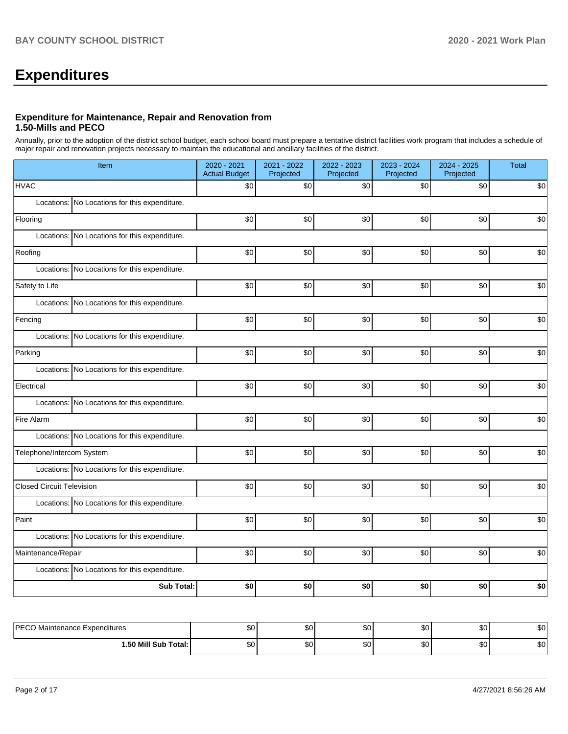# Expenditures

### Expenditure for Maintenance, Repair and Renovation from 1.50-Mills and PECO

Annually, prior to the adoption of the district school budget, each school board must prepare a tentative district facilities work program that includes a schedule of major repair and renovation projects necessary to maintain the educational and ancillary facilities of the district.

| Item | 2020 - 2021 Actual Budget | 2021 - 2022 Projected | 2022 - 2023 Projected | 2023 - 2024 Projected | 2024 - 2025 Projected | Total |
|---|---|---|---|---|---|---|
| HVAC | $0 | $0 | $0 | $0 | $0 | $0 |
| Locations: No Locations for this expenditure. | | | | | | |
| Flooring | $0 | $0 | $0 | $0 | $0 | $0 |
| Locations: No Locations for this expenditure. | | | | | | |
| Roofing | $0 | $0 | $0 | $0 | $0 | $0 |
| Locations: No Locations for this expenditure. | | | | | | |
| Safety to Life | $0 | $0 | $0 | $0 | $0 | $0 |
| Locations: No Locations for this expenditure. | | | | | | |
| Fencing | $0 | $0 | $0 | $0 | $0 | $0 |
| Locations: No Locations for this expenditure. | | | | | | |
| Parking | $0 | $0 | $0 | $0 | $0 | $0 |
| Locations: No Locations for this expenditure. | | | | | | |
| Electrical | $0 | $0 | $0 | $0 | $0 | $0 |
| Locations: No Locations for this expenditure. | | | | | | |
| Fire Alarm | $0 | $0 | $0 | $0 | $0 | $0 |
| Locations: No Locations for this expenditure. | | | | | | |
| Telephone/Intercom System | $0 | $0 | $0 | $0 | $0 | $0 |
| Locations: No Locations for this expenditure. | | | | | | |
| Closed Circuit Television | $0 | $0 | $0 | $0 | $0 | $0 |
| Locations: No Locations for this expenditure. | | | | | | |
| Paint | $0 | $0 | $0 | $0 | $0 | $0 |
| Locations: No Locations for this expenditure. | | | | | | |
| Maintenance/Repair | $0 | $0 | $0 | $0 | $0 | $0 |
| Locations: No Locations for this expenditure. | | | | | | |
| **Sub Total:** | **$0** | **$0** | **$0** | **$0** | **$0** | **$0** |

| Item | 2020 - 2021 Actual Budget | 2021 - 2022 Projected | 2022 - 2023 Projected | 2023 - 2024 Projected | 2024 - 2025 Projected | Total |
|---|---|---|---|---|---|---|
| PECO Maintenance Expenditures | $0 | $0 | $0 | $0 | $0 | $0 |
| **1.50 Mill Sub Total:** | $0 | $0 | $0 | $0 | $0 | $0 |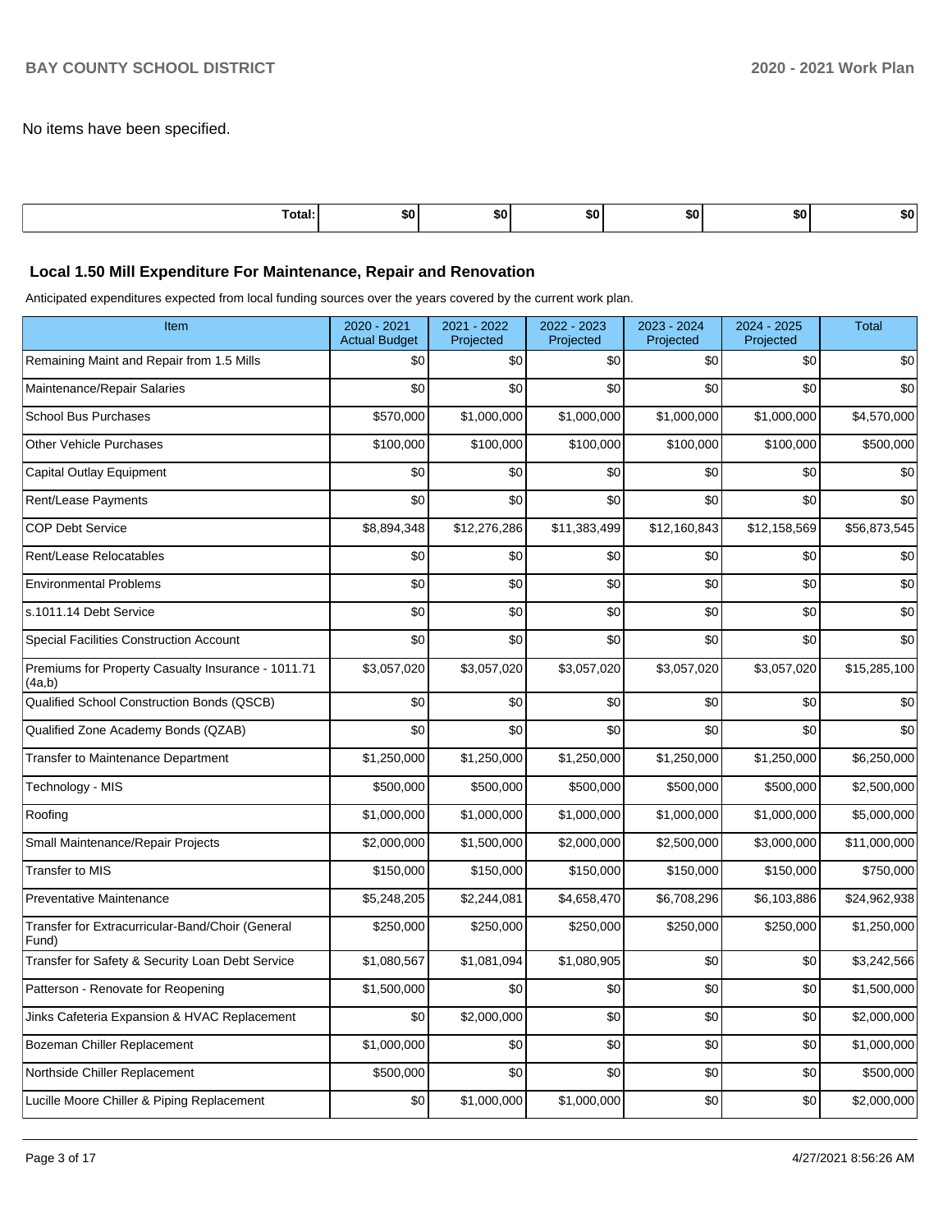No items have been specified.

| Total: | $0 | $0 | $0 | $0 | $0 | $0 |
|---|---|---|---|---|---|---|

### Local 1.50 Mill Expenditure For Maintenance, Repair and Renovation

Anticipated expenditures expected from local funding sources over the years covered by the current work plan.

| Item | 2020 - 2021 Actual Budget | 2021 - 2022 Projected | 2022 - 2023 Projected | 2023 - 2024 Projected | 2024 - 2025 Projected | Total |
|---|---|---|---|---|---|---|
| Remaining Maint and Repair from 1.5 Mills | $0 | $0 | $0 | $0 | $0 | $0 |
| Maintenance/Repair Salaries | $0 | $0 | $0 | $0 | $0 | $0 |
| School Bus Purchases | $570,000 | $1,000,000 | $1,000,000 | $1,000,000 | $1,000,000 | $4,570,000 |
| Other Vehicle Purchases | $100,000 | $100,000 | $100,000 | $100,000 | $100,000 | $500,000 |
| Capital Outlay Equipment | $0 | $0 | $0 | $0 | $0 | $0 |
| Rent/Lease Payments | $0 | $0 | $0 | $0 | $0 | $0 |
| COP Debt Service | $8,894,348 | $12,276,286 | $11,383,499 | $12,160,843 | $12,158,569 | $56,873,545 |
| Rent/Lease Relocatables | $0 | $0 | $0 | $0 | $0 | $0 |
| Environmental Problems | $0 | $0 | $0 | $0 | $0 | $0 |
| s.1011.14 Debt Service | $0 | $0 | $0 | $0 | $0 | $0 |
| Special Facilities Construction Account | $0 | $0 | $0 | $0 | $0 | $0 |
| Premiums for Property Casualty Insurance - 1011.71 (4a,b) | $3,057,020 | $3,057,020 | $3,057,020 | $3,057,020 | $3,057,020 | $15,285,100 |
| Qualified School Construction Bonds (QSCB) | $0 | $0 | $0 | $0 | $0 | $0 |
| Qualified Zone Academy Bonds (QZAB) | $0 | $0 | $0 | $0 | $0 | $0 |
| Transfer to Maintenance Department | $1,250,000 | $1,250,000 | $1,250,000 | $1,250,000 | $1,250,000 | $6,250,000 |
| Technology - MIS | $500,000 | $500,000 | $500,000 | $500,000 | $500,000 | $2,500,000 |
| Roofing | $1,000,000 | $1,000,000 | $1,000,000 | $1,000,000 | $1,000,000 | $5,000,000 |
| Small Maintenance/Repair Projects | $2,000,000 | $1,500,000 | $2,000,000 | $2,500,000 | $3,000,000 | $11,000,000 |
| Transfer to MIS | $150,000 | $150,000 | $150,000 | $150,000 | $150,000 | $750,000 |
| Preventative Maintenance | $5,248,205 | $2,244,081 | $4,658,470 | $6,708,296 | $6,103,886 | $24,962,938 |
| Transfer for Extracurricular-Band/Choir (General Fund) | $250,000 | $250,000 | $250,000 | $250,000 | $250,000 | $1,250,000 |
| Transfer for Safety & Security Loan Debt Service | $1,080,567 | $1,081,094 | $1,080,905 | $0 | $0 | $3,242,566 |
| Patterson - Renovate for Reopening | $1,500,000 | $0 | $0 | $0 | $0 | $1,500,000 |
| Jinks Cafeteria Expansion & HVAC Replacement | $0 | $2,000,000 | $0 | $0 | $0 | $2,000,000 |
| Bozeman Chiller Replacement | $1,000,000 | $0 | $0 | $0 | $0 | $1,000,000 |
| Northside Chiller Replacement | $500,000 | $0 | $0 | $0 | $0 | $500,000 |
| Lucille Moore Chiller & Piping Replacement | $0 | $1,000,000 | $1,000,000 | $0 | $0 | $2,000,000 |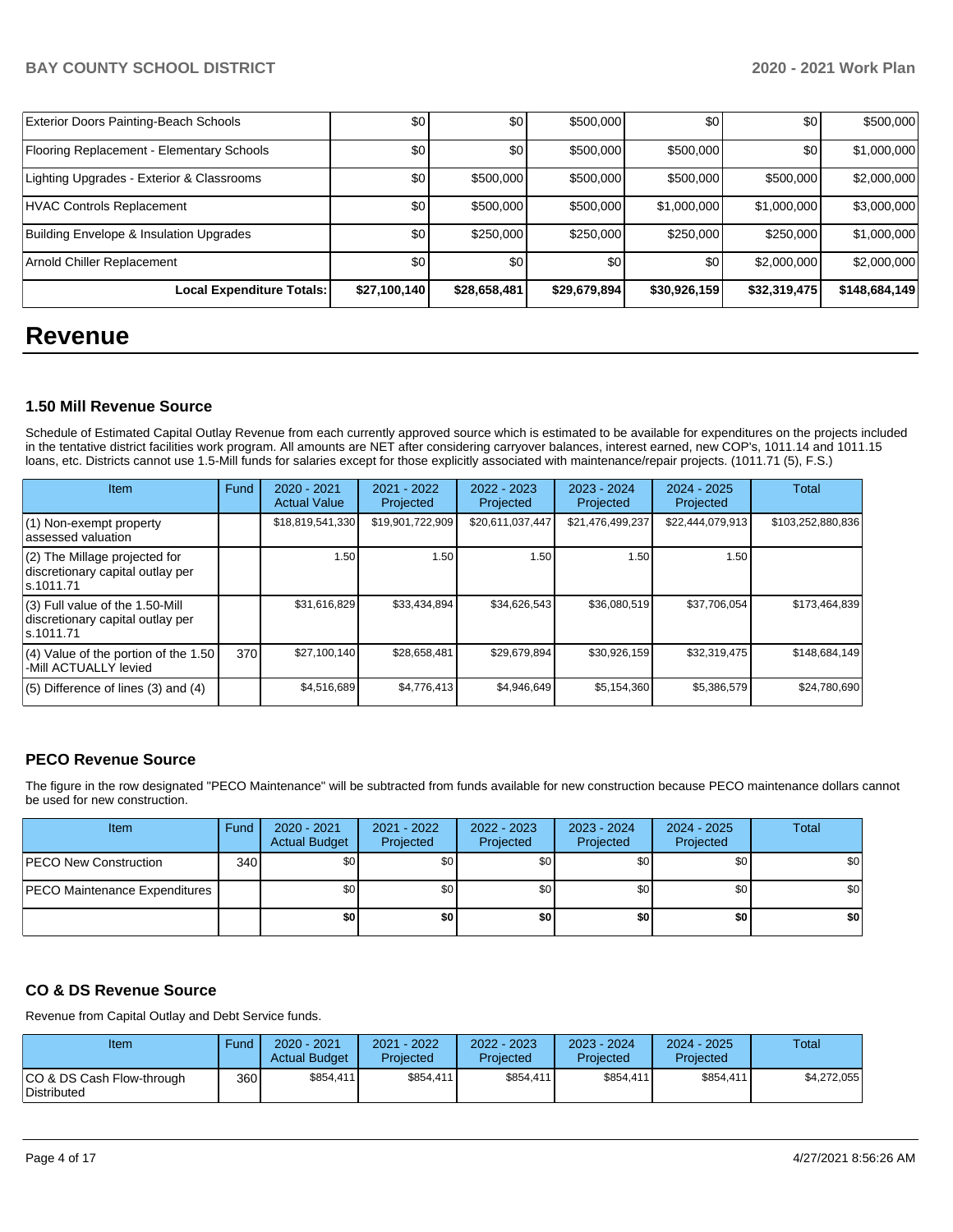| Exterior Doors Painting-Beach Schools | $0 | $0 | $500,000 | $0 | $0 | $500,000 |
|---|---|---|---|---|---|---|
| Flooring Replacement - Elementary Schools | $0 | $0 | $500,000 | $500,000 | $0 | $1,000,000 |
| Lighting Upgrades - Exterior & Classrooms | $0 | $500,000 | $500,000 | $500,000 | $500,000 | $2,000,000 |
| HVAC Controls Replacement | $0 | $500,000 | $500,000 | $1,000,000 | $1,000,000 | $3,000,000 |
| Building Envelope & Insulation Upgrades | $0 | $250,000 | $250,000 | $250,000 | $250,000 | $1,000,000 |
| Arnold Chiller Replacement | $0 | $0 | $0 | $0 | $2,000,000 | $2,000,000 |
| **Local Expenditure Totals:** | **$27,100,140** | **$28,658,481** | **$29,679,894** | **$30,926,159** | **$32,319,475** | **$148,684,149** |

# Revenue

### 1.50 Mill Revenue Source

Schedule of Estimated Capital Outlay Revenue from each currently approved source which is estimated to be available for expenditures on the projects included in the tentative district facilities work program. All amounts are NET after considering carryover balances, interest earned, new COP's, 1011.14 and 1011.15 loans, etc. Districts cannot use 1.5-Mill funds for salaries except for those explicitly associated with maintenance/repair projects. (1011.71 (5), F.S.)

| Item | Fund | 2020 - 2021 Actual Value | 2021 - 2022 Projected | 2022 - 2023 Projected | 2023 - 2024 Projected | 2024 - 2025 Projected | Total |
|---|---|---|---|---|---|---|---|
| (1) Non-exempt property assessed valuation | | $18,819,541,330 | $19,901,722,909 | $20,611,037,447 | $21,476,499,237 | $22,444,079,913 | $103,252,880,836 |
| (2) The Millage projected for discretionary capital outlay per s.1011.71 | | 1.50 | 1.50 | 1.50 | 1.50 | 1.50 | |
| (3) Full value of the 1.50-Mill discretionary capital outlay per s.1011.71 | | $31,616,829 | $33,434,894 | $34,626,543 | $36,080,519 | $37,706,054 | $173,464,839 |
| (4) Value of the portion of the 1.50 -Mill ACTUALLY levied | 370 | $27,100,140 | $28,658,481 | $29,679,894 | $30,926,159 | $32,319,475 | $148,684,149 |
| (5) Difference of lines (3) and (4) | | $4,516,689 | $4,776,413 | $4,946,649 | $5,154,360 | $5,386,579 | $24,780,690 |

### PECO Revenue Source

The figure in the row designated "PECO Maintenance" will be subtracted from funds available for new construction because PECO maintenance dollars cannot be used for new construction.

| Item | Fund | 2020 - 2021 Actual Budget | 2021 - 2022 Projected | 2022 - 2023 Projected | 2023 - 2024 Projected | 2024 - 2025 Projected | Total |
|---|---|---|---|---|---|---|---|
| PECO New Construction | 340 | $0 | $0 | $0 | $0 | $0 | $0 |
| PECO Maintenance Expenditures | | $0 | $0 | $0 | $0 | $0 | $0 |
| | | **$0** | **$0** | **$0** | **$0** | **$0** | **$0** |

### CO & DS Revenue Source

Revenue from Capital Outlay and Debt Service funds.

| Item | Fund | 2020 - 2021 Actual Budget | 2021 - 2022 Projected | 2022 - 2023 Projected | 2023 - 2024 Projected | 2024 - 2025 Projected | Total |
|---|---|---|---|---|---|---|---|
| CO & DS Cash Flow-through Distributed | 360 | $854,411 | $854,411 | $854,411 | $854,411 | $854,411 | $4,272,055 |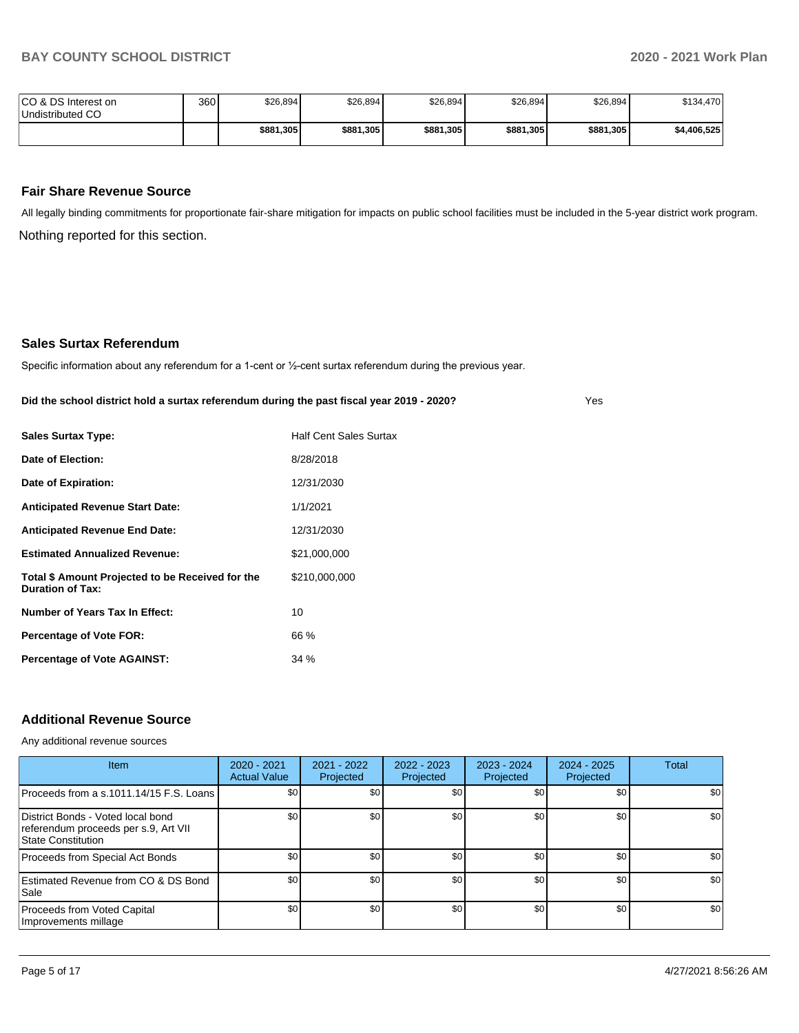| CO & DS Interest on Undistributed CO | 360 | $26,894 | $26,894 | $26,894 | $26,894 | $26,894 | $134,470 |
|---|---|---|---|---|---|---|---|
| | | **$881,305** | **$881,305** | **$881,305** | **$881,305** | **$881,305** | **$4,406,525** |

## Fair Share Revenue Source

All legally binding commitments for proportionate fair-share mitigation for impacts on public school facilities must be included in the 5-year district work program.

Nothing reported for this section.

## Sales Surtax Referendum

Specific information about any referendum for a 1-cent or ½-cent surtax referendum during the previous year.

**Did the school district hold a surtax referendum during the past fiscal year 2019 - 2020?** Yes

| | |
|---|---|
| **Sales Surtax Type:** | Half Cent Sales Surtax |
| **Date of Election:** | 8/28/2018 |
| **Date of Expiration:** | 12/31/2030 |
| **Anticipated Revenue Start Date:** | 1/1/2021 |
| **Anticipated Revenue End Date:** | 12/31/2030 |
| **Estimated Annualized Revenue:** | $21,000,000 |
| **Total $ Amount Projected to be Received for the Duration of Tax:** | $210,000,000 |
| **Number of Years Tax In Effect:** | 10 |
| **Percentage of Vote FOR:** | 66 % |
| **Percentage of Vote AGAINST:** | 34 % |

## Additional Revenue Source

Any additional revenue sources

| Item | 2020 - 2021 Actual Value | 2021 - 2022 Projected | 2022 - 2023 Projected | 2023 - 2024 Projected | 2024 - 2025 Projected | Total |
|---|---|---|---|---|---|---|
| Proceeds from a s.1011.14/15 F.S. Loans | $0 | $0 | $0 | $0 | $0 | $0 |
| District Bonds - Voted local bond referendum proceeds per s.9, Art VII State Constitution | $0 | $0 | $0 | $0 | $0 | $0 |
| Proceeds from Special Act Bonds | $0 | $0 | $0 | $0 | $0 | $0 |
| Estimated Revenue from CO & DS Bond Sale | $0 | $0 | $0 | $0 | $0 | $0 |
| Proceeds from Voted Capital Improvements millage | $0 | $0 | $0 | $0 | $0 | $0 |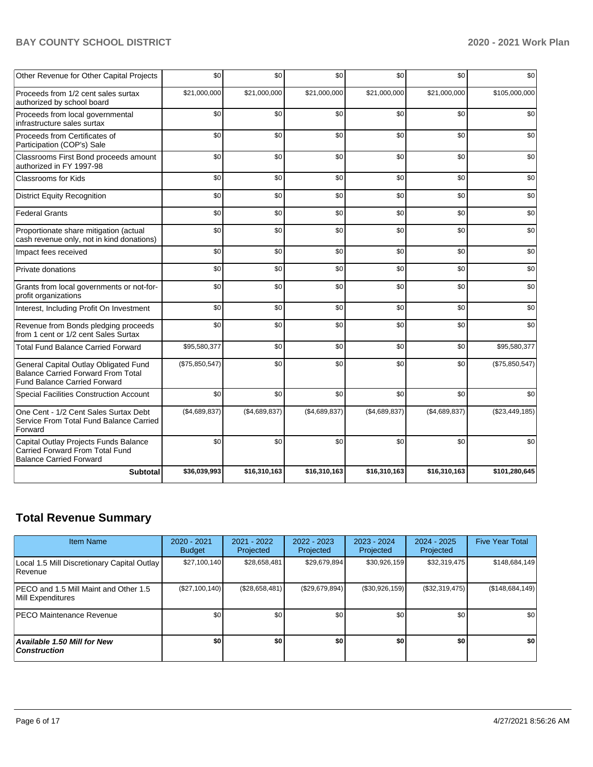| Other Revenue for Other Capital Projects | $0 | $0 | $0 | $0 | $0 | $0 |
|---|---|---|---|---|---|---|
| Proceeds from 1/2 cent sales surtax authorized by school board | $21,000,000 | $21,000,000 | $21,000,000 | $21,000,000 | $21,000,000 | $105,000,000 |
| Proceeds from local governmental infrastructure sales surtax | $0 | $0 | $0 | $0 | $0 | $0 |
| Proceeds from Certificates of Participation (COP's) Sale | $0 | $0 | $0 | $0 | $0 | $0 |
| Classrooms First Bond proceeds amount authorized in FY 1997-98 | $0 | $0 | $0 | $0 | $0 | $0 |
| Classrooms for Kids | $0 | $0 | $0 | $0 | $0 | $0 |
| District Equity Recognition | $0 | $0 | $0 | $0 | $0 | $0 |
| Federal Grants | $0 | $0 | $0 | $0 | $0 | $0 |
| Proportionate share mitigation (actual cash revenue only, not in kind donations) | $0 | $0 | $0 | $0 | $0 | $0 |
| Impact fees received | $0 | $0 | $0 | $0 | $0 | $0 |
| Private donations | $0 | $0 | $0 | $0 | $0 | $0 |
| Grants from local governments or not-for-profit organizations | $0 | $0 | $0 | $0 | $0 | $0 |
| Interest, Including Profit On Investment | $0 | $0 | $0 | $0 | $0 | $0 |
| Revenue from Bonds pledging proceeds from 1 cent or 1/2 cent Sales Surtax | $0 | $0 | $0 | $0 | $0 | $0 |
| Total Fund Balance Carried Forward | $95,580,377 | $0 | $0 | $0 | $0 | $95,580,377 |
| General Capital Outlay Obligated Fund Balance Carried Forward From Total Fund Balance Carried Forward | ($75,850,547) | $0 | $0 | $0 | $0 | ($75,850,547) |
| Special Facilities Construction Account | $0 | $0 | $0 | $0 | $0 | $0 |
| One Cent - 1/2 Cent Sales Surtax Debt Service From Total Fund Balance Carried Forward | ($4,689,837) | ($4,689,837) | ($4,689,837) | ($4,689,837) | ($4,689,837) | ($23,449,185) |
| Capital Outlay Projects Funds Balance Carried Forward From Total Fund Balance Carried Forward | $0 | $0 | $0 | $0 | $0 | $0 |
| **Subtotal** | **$36,039,993** | **$16,310,163** | **$16,310,163** | **$16,310,163** | **$16,310,163** | **$101,280,645** |

# Total Revenue Summary

| Item Name | 2020 - 2021 Budget | 2021 - 2022 Projected | 2022 - 2023 Projected | 2023 - 2024 Projected | 2024 - 2025 Projected | Five Year Total |
|---|---|---|---|---|---|---|
| Local 1.5 Mill Discretionary Capital Outlay Revenue | $27,100,140 | $28,658,481 | $29,679,894 | $30,926,159 | $32,319,475 | $148,684,149 |
| PECO and 1.5 Mill Maint and Other 1.5 Mill Expenditures | ($27,100,140) | ($28,658,481) | ($29,679,894) | ($30,926,159) | ($32,319,475) | ($148,684,149) |
| PECO Maintenance Revenue | $0 | $0 | $0 | $0 | $0 | $0 |
| ***Available 1.50 Mill for New Construction*** | **$0** | **$0** | **$0** | **$0** | **$0** | **$0** |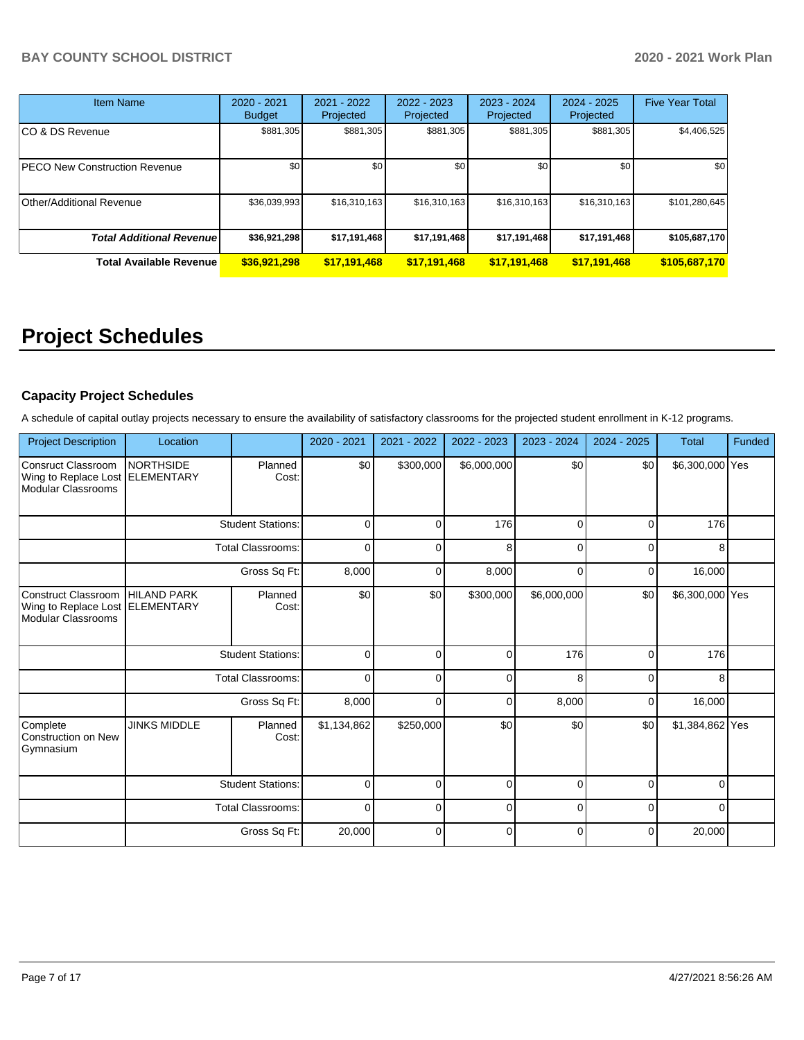| Item Name | 2020 - 2021 Budget | 2021 - 2022 Projected | 2022 - 2023 Projected | 2023 - 2024 Projected | 2024 - 2025 Projected | Five Year Total |
|---|---|---|---|---|---|---|
| CO & DS Revenue | $881,305 | $881,305 | $881,305 | $881,305 | $881,305 | $4,406,525 |
| PECO New Construction Revenue | $0 | $0 | $0 | $0 | $0 | $0 |
| Other/Additional Revenue | $36,039,993 | $16,310,163 | $16,310,163 | $16,310,163 | $16,310,163 | $101,280,645 |
| ***Total Additional Revenue*** | **$36,921,298** | **$17,191,468** | **$17,191,468** | **$17,191,468** | **$17,191,468** | **$105,687,170** |
| **Total Available Revenue** | **$36,921,298** | **$17,191,468** | **$17,191,468** | **$17,191,468** | **$17,191,468** | **$105,687,170** |

# Project Schedules

### Capacity Project Schedules

A schedule of capital outlay projects necessary to ensure the availability of satisfactory classrooms for the projected student enrollment in K-12 programs.

| Project Description | Location | | 2020 - 2021 | 2021 - 2022 | 2022 - 2023 | 2023 - 2024 | 2024 - 2025 | Total | Funded |
|---|---|---|---|---|---|---|---|---|---|
| Consruct Classroom Wing to Replace Lost Modular Classrooms | NORTHSIDE ELEMENTARY | Planned Cost: | $0 | $300,000 | $6,000,000 | $0 | $0 | $6,300,000 | Yes |
| | | Student Stations: | 0 | 0 | 176 | 0 | 0 | 176 | |
| | | Total Classrooms: | 0 | 0 | 8 | 0 | 0 | 8 | |
| | | Gross Sq Ft: | 8,000 | 0 | 8,000 | 0 | 0 | 16,000 | |
| Construct Classroom Wing to Replace Lost Modular Classrooms | HILAND PARK ELEMENTARY | Planned Cost: | $0 | $0 | $300,000 | $6,000,000 | $0 | $6,300,000 | Yes |
| | | Student Stations: | 0 | 0 | 0 | 176 | 0 | 176 | |
| | | Total Classrooms: | 0 | 0 | 0 | 8 | 0 | 8 | |
| | | Gross Sq Ft: | 8,000 | 0 | 0 | 8,000 | 0 | 16,000 | |
| Complete Construction on New Gymnasium | JINKS MIDDLE | Planned Cost: | $1,134,862 | $250,000 | $0 | $0 | $0 | $1,384,862 | Yes |
| | | Student Stations: | 0 | 0 | 0 | 0 | 0 | 0 | |
| | | Total Classrooms: | 0 | 0 | 0 | 0 | 0 | 0 | |
| | | Gross Sq Ft: | 20,000 | 0 | 0 | 0 | 0 | 20,000 | |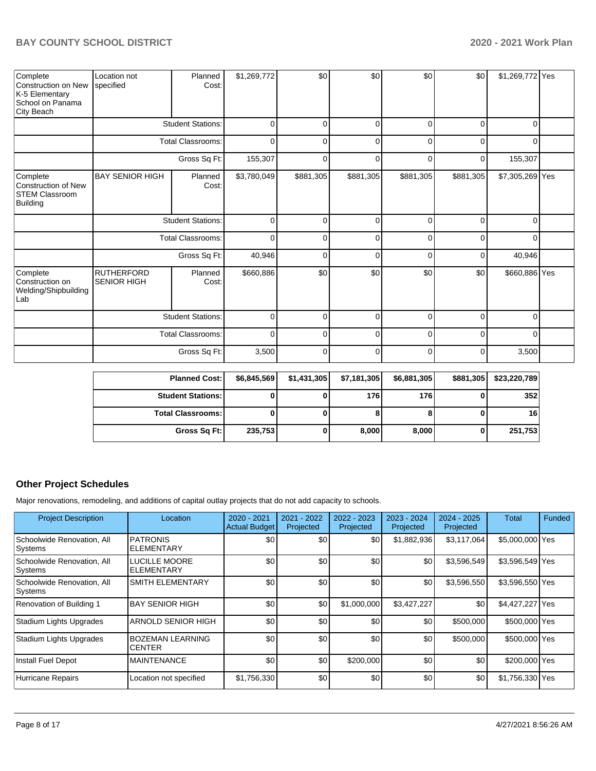| | | | | | | | | | |
|---|---|---|---|---|---|---|---|---|---|
| Complete Construction on New K-5 Elementary School on Panama City Beach | Location not specified | Planned Cost: | $1,269,772 | $0 | $0 | $0 | $0 | $1,269,772 | Yes |
| | | Student Stations: | 0 | 0 | 0 | 0 | 0 | 0 | |
| | | Total Classrooms: | 0 | 0 | 0 | 0 | 0 | 0 | |
| | | Gross Sq Ft: | 155,307 | 0 | 0 | 0 | 0 | 155,307 | |
| Complete Construction of New STEM Classroom Building | BAY SENIOR HIGH | Planned Cost: | $3,780,049 | $881,305 | $881,305 | $881,305 | $881,305 | $7,305,269 | Yes |
| | | Student Stations: | 0 | 0 | 0 | 0 | 0 | 0 | |
| | | Total Classrooms: | 0 | 0 | 0 | 0 | 0 | 0 | |
| | | Gross Sq Ft: | 40,946 | 0 | 0 | 0 | 0 | 40,946 | |
| Complete Construction on Welding/Shipbuilding Lab | RUTHERFORD SENIOR HIGH | Planned Cost: | $660,886 | $0 | $0 | $0 | $0 | $660,886 | Yes |
| | | Student Stations: | 0 | 0 | 0 | 0 | 0 | 0 | |
| | | Total Classrooms: | 0 | 0 | 0 | 0 | 0 | 0 | |
| | | Gross Sq Ft: | 3,500 | 0 | 0 | 0 | 0 | 3,500 | |

| | | | | | | |
|---|---|---|---|---|---|---|
| **Planned Cost:** | **$6,845,569** | **$1,431,305** | **$7,181,305** | **$6,881,305** | **$881,305** | **$23,220,789** |
| **Student Stations:** | **0** | **0** | **176** | **176** | **0** | **352** |
| **Total Classrooms:** | **0** | **0** | **8** | **8** | **0** | **16** |
| **Gross Sq Ft:** | **235,753** | **0** | **8,000** | **8,000** | **0** | **251,753** |

## Other Project Schedules

Major renovations, remodeling, and additions of capital outlay projects that do not add capacity to schools.

| Project Description | Location | 2020 - 2021 Actual Budget | 2021 - 2022 Projected | 2022 - 2023 Projected | 2023 - 2024 Projected | 2024 - 2025 Projected | Total | Funded |
|---|---|---|---|---|---|---|---|---|
| Schoolwide Renovation, All Systems | PATRONIS ELEMENTARY | $0 | $0 | $0 | $1,882,936 | $3,117,064 | $5,000,000 | Yes |
| Schoolwide Renovation, All Systems | LUCILLE MOORE ELEMENTARY | $0 | $0 | $0 | $0 | $3,596,549 | $3,596,549 | Yes |
| Schoolwide Renovation, All Systems | SMITH ELEMENTARY | $0 | $0 | $0 | $0 | $3,596,550 | $3,596,550 | Yes |
| Renovation of Building 1 | BAY SENIOR HIGH | $0 | $0 | $1,000,000 | $3,427,227 | $0 | $4,427,227 | Yes |
| Stadium Lights Upgrades | ARNOLD SENIOR HIGH | $0 | $0 | $0 | $0 | $500,000 | $500,000 | Yes |
| Stadium Lights Upgrades | BOZEMAN LEARNING CENTER | $0 | $0 | $0 | $0 | $500,000 | $500,000 | Yes |
| Install Fuel Depot | MAINTENANCE | $0 | $0 | $200,000 | $0 | $0 | $200,000 | Yes |
| Hurricane Repairs | Location not specified | $1,756,330 | $0 | $0 | $0 | $0 | $1,756,330 | Yes |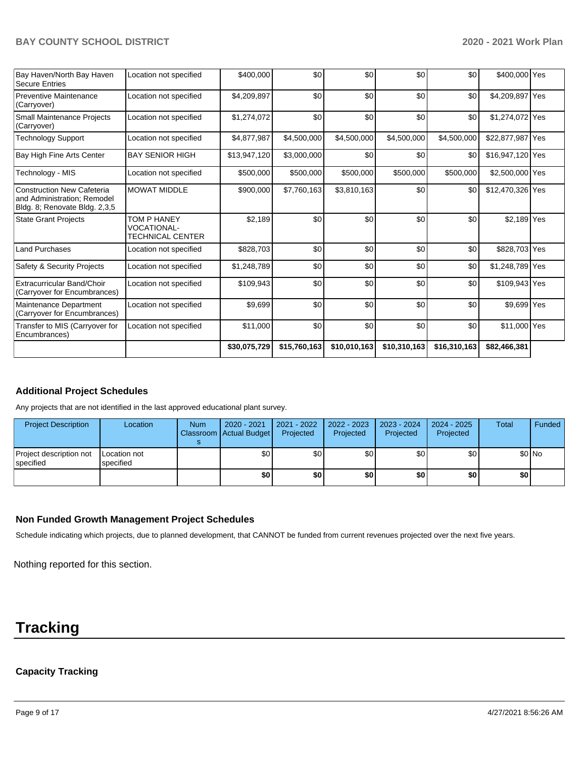| | | | | | | | | |
|---|---|---|---|---|---|---|---|---|
| Bay Haven/North Bay Haven Secure Entries | Location not specified | $400,000 | $0 | $0 | $0 | $0 | $400,000 | Yes |
| Preventive Maintenance (Carryover) | Location not specified | $4,209,897 | $0 | $0 | $0 | $0 | $4,209,897 | Yes |
| Small Maintenance Projects (Carryover) | Location not specified | $1,274,072 | $0 | $0 | $0 | $0 | $1,274,072 | Yes |
| Technology Support | Location not specified | $4,877,987 | $4,500,000 | $4,500,000 | $4,500,000 | $4,500,000 | $22,877,987 | Yes |
| Bay High Fine Arts Center | BAY SENIOR HIGH | $13,947,120 | $3,000,000 | $0 | $0 | $0 | $16,947,120 | Yes |
| Technology - MIS | Location not specified | $500,000 | $500,000 | $500,000 | $500,000 | $500,000 | $2,500,000 | Yes |
| Construction New Cafeteria and Administration; Remodel Bldg. 8; Renovate Bldg. 2,3,5 | MOWAT MIDDLE | $900,000 | $7,760,163 | $3,810,163 | $0 | $0 | $12,470,326 | Yes |
| State Grant Projects | TOM P HANEY VOCATIONAL-TECHNICAL CENTER | $2,189 | $0 | $0 | $0 | $0 | $2,189 | Yes |
| Land Purchases | Location not specified | $828,703 | $0 | $0 | $0 | $0 | $828,703 | Yes |
| Safety & Security Projects | Location not specified | $1,248,789 | $0 | $0 | $0 | $0 | $1,248,789 | Yes |
| Extracurricular Band/Choir (Carryover for Encumbrances) | Location not specified | $109,943 | $0 | $0 | $0 | $0 | $109,943 | Yes |
| Maintenance Department (Carryover for Encumbrances) | Location not specified | $9,699 | $0 | $0 | $0 | $0 | $9,699 | Yes |
| Transfer to MIS (Carryover for Encumbrances) | Location not specified | $11,000 | $0 | $0 | $0 | $0 | $11,000 | Yes |
| | | **$30,075,729** | **$15,760,163** | **$10,010,163** | **$10,310,163** | **$16,310,163** | **$82,466,381** | |

### Additional Project Schedules

Any projects that are not identified in the last approved educational plant survey.

| Project Description | Location | Num Classrooms | 2020 - 2021 Actual Budget | 2021 - 2022 Projected | 2022 - 2023 Projected | 2023 - 2024 Projected | 2024 - 2025 Projected | Total | Funded |
|---|---|---|---|---|---|---|---|---|---|
| Project description not specified | Location not specified | | $0 | $0 | $0 | $0 | $0 | $0 | No |
| | | | **$0** | **$0** | **$0** | **$0** | **$0** | **$0** | |

### Non Funded Growth Management Project Schedules

Schedule indicating which projects, due to planned development, that CANNOT be funded from current revenues projected over the next five years.

Nothing reported for this section.

# Tracking

### Capacity Tracking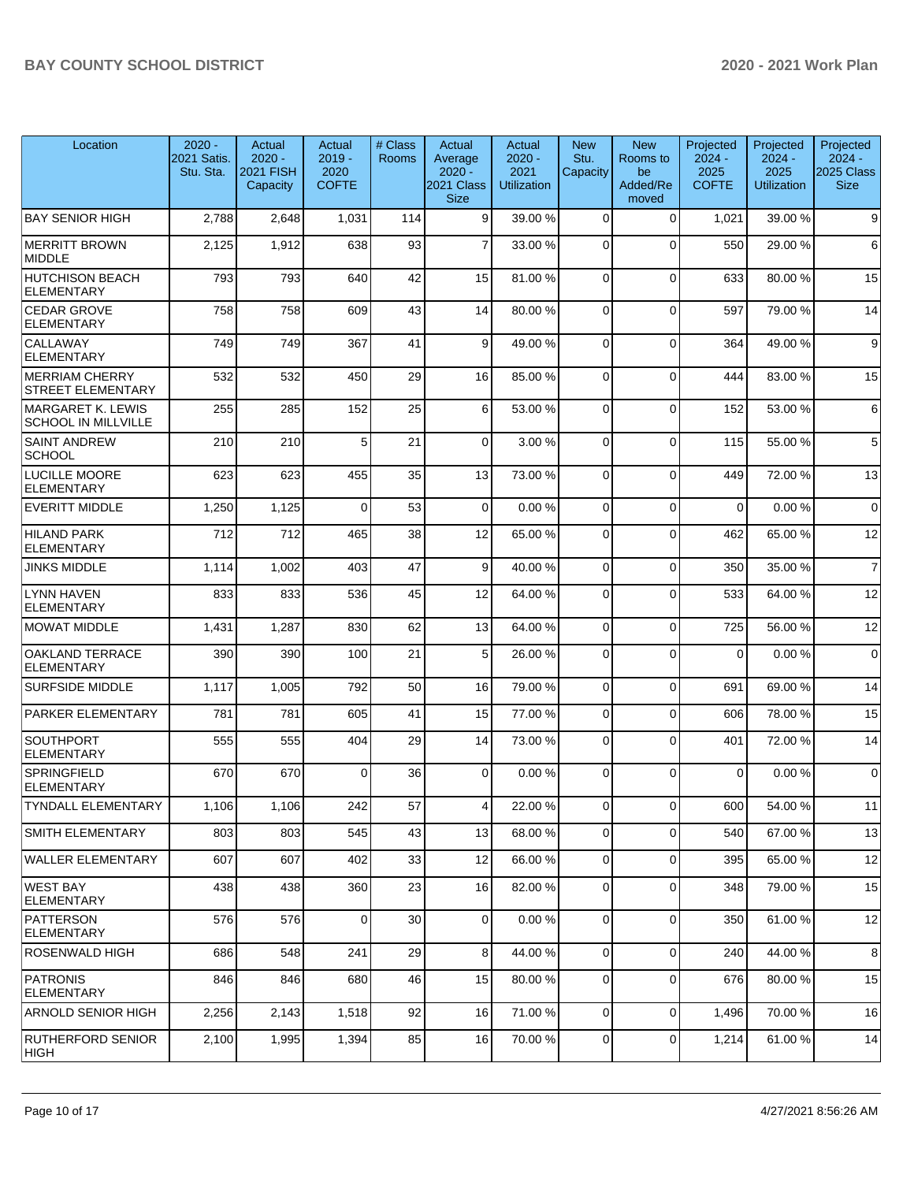| Location | 2020 - 2021 Satis. Stu. Sta. | Actual 2020 - 2021 FISH Capacity | Actual 2019 - 2020 COFTE | # Class Rooms | Actual Average 2020 - 2021 Class Size | Actual 2020 - 2021 Utilization | New Stu. Capacity | New Rooms to be Added/Removed | Projected 2024 - 2025 COFTE | Projected 2024 - 2025 Utilization | Projected 2024 - 2025 Class Size |
|---|---|---|---|---|---|---|---|---|---|---|---|
| BAY SENIOR HIGH | 2,788 | 2,648 | 1,031 | 114 | 9 | 39.00 % | 0 | 0 | 1,021 | 39.00 % | 9 |
| MERRITT BROWN MIDDLE | 2,125 | 1,912 | 638 | 93 | 7 | 33.00 % | 0 | 0 | 550 | 29.00 % | 6 |
| HUTCHISON BEACH ELEMENTARY | 793 | 793 | 640 | 42 | 15 | 81.00 % | 0 | 0 | 633 | 80.00 % | 15 |
| CEDAR GROVE ELEMENTARY | 758 | 758 | 609 | 43 | 14 | 80.00 % | 0 | 0 | 597 | 79.00 % | 14 |
| CALLAWAY ELEMENTARY | 749 | 749 | 367 | 41 | 9 | 49.00 % | 0 | 0 | 364 | 49.00 % | 9 |
| MERRIAM CHERRY STREET ELEMENTARY | 532 | 532 | 450 | 29 | 16 | 85.00 % | 0 | 0 | 444 | 83.00 % | 15 |
| MARGARET K. LEWIS SCHOOL IN MILLVILLE | 255 | 285 | 152 | 25 | 6 | 53.00 % | 0 | 0 | 152 | 53.00 % | 6 |
| SAINT ANDREW SCHOOL | 210 | 210 | 5 | 21 | 0 | 3.00 % | 0 | 0 | 115 | 55.00 % | 5 |
| LUCILLE MOORE ELEMENTARY | 623 | 623 | 455 | 35 | 13 | 73.00 % | 0 | 0 | 449 | 72.00 % | 13 |
| EVERITT MIDDLE | 1,250 | 1,125 | 0 | 53 | 0 | 0.00 % | 0 | 0 | 0 | 0.00 % | 0 |
| HILAND PARK ELEMENTARY | 712 | 712 | 465 | 38 | 12 | 65.00 % | 0 | 0 | 462 | 65.00 % | 12 |
| JINKS MIDDLE | 1,114 | 1,002 | 403 | 47 | 9 | 40.00 % | 0 | 0 | 350 | 35.00 % | 7 |
| LYNN HAVEN ELEMENTARY | 833 | 833 | 536 | 45 | 12 | 64.00 % | 0 | 0 | 533 | 64.00 % | 12 |
| MOWAT MIDDLE | 1,431 | 1,287 | 830 | 62 | 13 | 64.00 % | 0 | 0 | 725 | 56.00 % | 12 |
| OAKLAND TERRACE ELEMENTARY | 390 | 390 | 100 | 21 | 5 | 26.00 % | 0 | 0 | 0 | 0.00 % | 0 |
| SURFSIDE MIDDLE | 1,117 | 1,005 | 792 | 50 | 16 | 79.00 % | 0 | 0 | 691 | 69.00 % | 14 |
| PARKER ELEMENTARY | 781 | 781 | 605 | 41 | 15 | 77.00 % | 0 | 0 | 606 | 78.00 % | 15 |
| SOUTHPORT ELEMENTARY | 555 | 555 | 404 | 29 | 14 | 73.00 % | 0 | 0 | 401 | 72.00 % | 14 |
| SPRINGFIELD ELEMENTARY | 670 | 670 | 0 | 36 | 0 | 0.00 % | 0 | 0 | 0 | 0.00 % | 0 |
| TYNDALL ELEMENTARY | 1,106 | 1,106 | 242 | 57 | 4 | 22.00 % | 0 | 0 | 600 | 54.00 % | 11 |
| SMITH ELEMENTARY | 803 | 803 | 545 | 43 | 13 | 68.00 % | 0 | 0 | 540 | 67.00 % | 13 |
| WALLER ELEMENTARY | 607 | 607 | 402 | 33 | 12 | 66.00 % | 0 | 0 | 395 | 65.00 % | 12 |
| WEST BAY ELEMENTARY | 438 | 438 | 360 | 23 | 16 | 82.00 % | 0 | 0 | 348 | 79.00 % | 15 |
| PATTERSON ELEMENTARY | 576 | 576 | 0 | 30 | 0 | 0.00 % | 0 | 0 | 350 | 61.00 % | 12 |
| ROSENWALD HIGH | 686 | 548 | 241 | 29 | 8 | 44.00 % | 0 | 0 | 240 | 44.00 % | 8 |
| PATRONIS ELEMENTARY | 846 | 846 | 680 | 46 | 15 | 80.00 % | 0 | 0 | 676 | 80.00 % | 15 |
| ARNOLD SENIOR HIGH | 2,256 | 2,143 | 1,518 | 92 | 16 | 71.00 % | 0 | 0 | 1,496 | 70.00 % | 16 |
| RUTHERFORD SENIOR HIGH | 2,100 | 1,995 | 1,394 | 85 | 16 | 70.00 % | 0 | 0 | 1,214 | 61.00 % | 14 |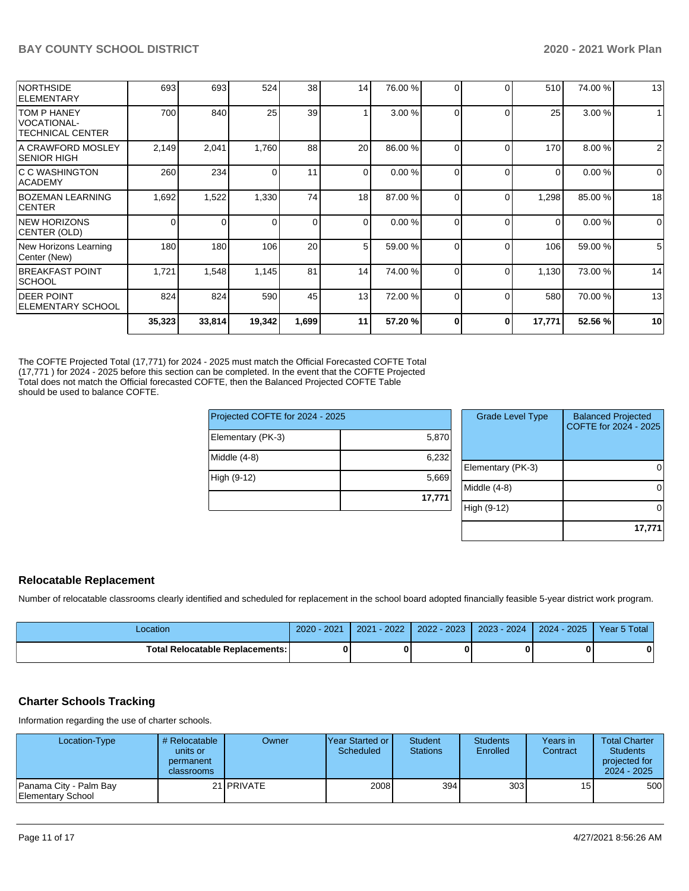| | | | | | | | | | | | |
|---|---|---|---|---|---|---|---|---|---|---|---|
| NORTHSIDE ELEMENTARY | 693 | 693 | 524 | 38 | 14 | 76.00 % | 0 | 0 | 510 | 74.00 % | 13 |
| TOM P HANEY VOCATIONAL-TECHNICAL CENTER | 700 | 840 | 25 | 39 | 1 | 3.00 % | 0 | 0 | 25 | 3.00 % | 1 |
| A CRAWFORD MOSLEY SENIOR HIGH | 2,149 | 2,041 | 1,760 | 88 | 20 | 86.00 % | 0 | 0 | 170 | 8.00 % | 2 |
| C C WASHINGTON ACADEMY | 260 | 234 | 0 | 11 | 0 | 0.00 % | 0 | 0 | 0 | 0.00 % | 0 |
| BOZEMAN LEARNING CENTER | 1,692 | 1,522 | 1,330 | 74 | 18 | 87.00 % | 0 | 0 | 1,298 | 85.00 % | 18 |
| NEW HORIZONS CENTER (OLD) | 0 | 0 | 0 | 0 | 0 | 0.00 % | 0 | 0 | 0 | 0.00 % | 0 |
| New Horizons Learning Center (New) | 180 | 180 | 106 | 20 | 5 | 59.00 % | 0 | 0 | 106 | 59.00 % | 5 |
| BREAKFAST POINT SCHOOL | 1,721 | 1,548 | 1,145 | 81 | 14 | 74.00 % | 0 | 0 | 1,130 | 73.00 % | 14 |
| DEER POINT ELEMENTARY SCHOOL | 824 | 824 | 590 | 45 | 13 | 72.00 % | 0 | 0 | 580 | 70.00 % | 13 |
| | **35,323** | **33,814** | **19,342** | **1,699** | **11** | **57.20 %** | **0** | **0** | **17,771** | **52.56 %** | **10** |

The COFTE Projected Total (17,771) for 2024 - 2025 must match the Official Forecasted COFTE Total (17,771 ) for 2024 - 2025 before this section can be completed. In the event that the COFTE Projected Total does not match the Official forecasted COFTE, then the Balanced Projected COFTE Table should be used to balance COFTE.

| Projected COFTE for 2024 - 2025 | |
|---|---|
| Elementary (PK-3) | 5,870 |
| Middle (4-8) | 6,232 |
| High (9-12) | 5,669 |
| | **17,771** |

| Grade Level Type | Balanced Projected COFTE for 2024 - 2025 |
|---|---|
| Elementary (PK-3) | 0 |
| Middle (4-8) | 0 |
| High (9-12) | 0 |
| | **17,771** |

## Relocatable Replacement

Number of relocatable classrooms clearly identified and scheduled for replacement in the school board adopted financially feasible 5-year district work program.

| Location | 2020 - 2021 | 2021 - 2022 | 2022 - 2023 | 2023 - 2024 | 2024 - 2025 | Year 5 Total |
|---|---|---|---|---|---|---|
| **Total Relocatable Replacements:** | **0** | **0** | **0** | **0** | **0** | **0** |

## Charter Schools Tracking

Information regarding the use of charter schools.

| Location-Type | # Relocatable units or permanent classrooms | Owner | Year Started or Scheduled | Student Stations | Students Enrolled | Years in Contract | Total Charter Students projected for 2024 - 2025 |
|---|---|---|---|---|---|---|---|
| Panama City - Palm Bay Elementary School | 21 | PRIVATE | 2008 | 394 | 303 | 15 | 500 |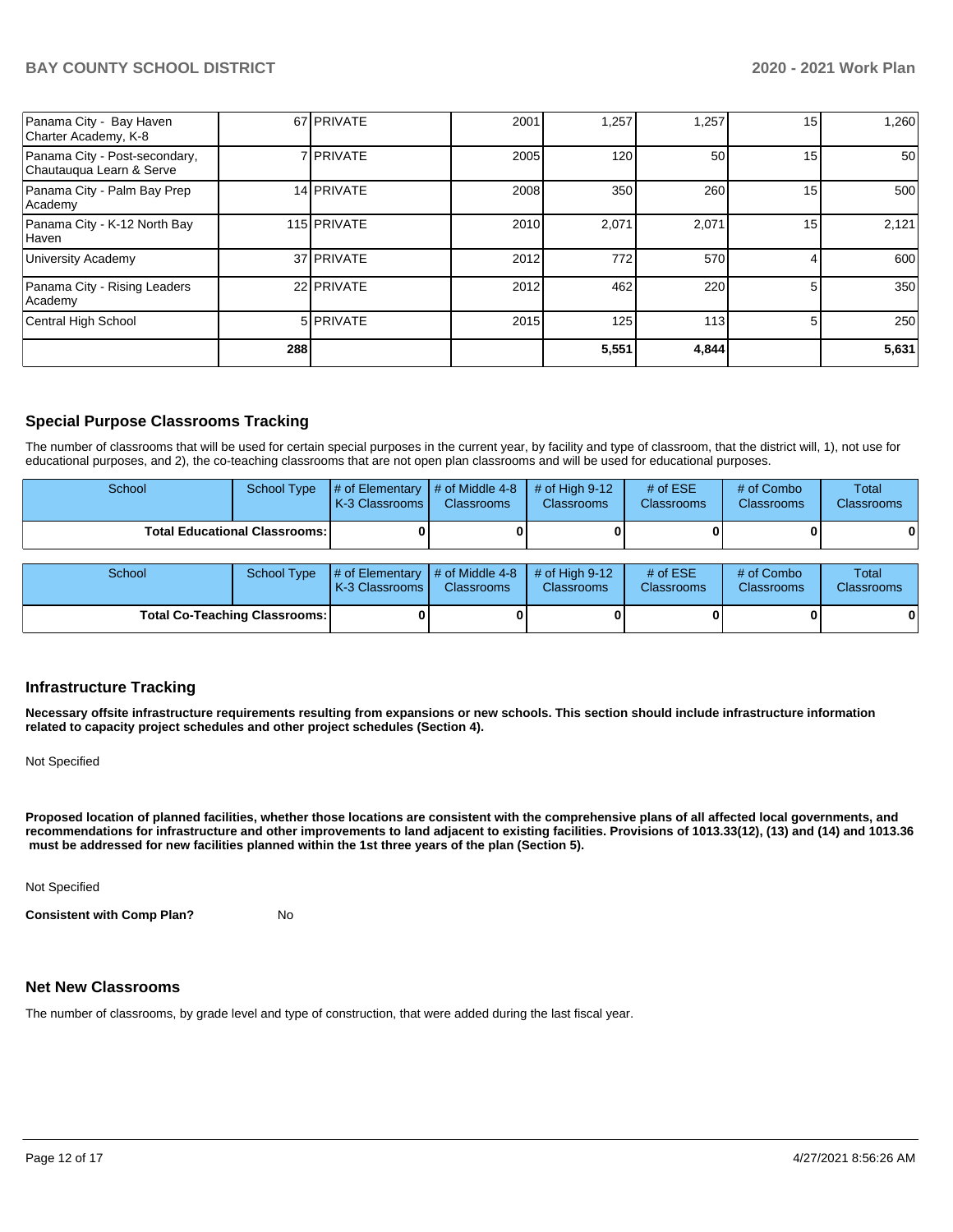| | | | | | | | |
|---|---|---|---|---|---|---|---|
| Panama City - Bay Haven Charter Academy, K-8 | 67 | PRIVATE | 2001 | 1,257 | 1,257 | 15 | 1,260 |
| Panama City - Post-secondary, Chautauqua Learn & Serve | 7 | PRIVATE | 2005 | 120 | 50 | 15 | 50 |
| Panama City - Palm Bay Prep Academy | 14 | PRIVATE | 2008 | 350 | 260 | 15 | 500 |
| Panama City - K-12 North Bay Haven | 115 | PRIVATE | 2010 | 2,071 | 2,071 | 15 | 2,121 |
| University Academy | 37 | PRIVATE | 2012 | 772 | 570 | 4 | 600 |
| Panama City - Rising Leaders Academy | 22 | PRIVATE | 2012 | 462 | 220 | 5 | 350 |
| Central High School | 5 | PRIVATE | 2015 | 125 | 113 | 5 | 250 |
| | **288** | | | **5,551** | **4,844** | | **5,631** |

## Special Purpose Classrooms Tracking

The number of classrooms that will be used for certain special purposes in the current year, by facility and type of classroom, that the district will, 1), not use for educational purposes, and 2), the co-teaching classrooms that are not open plan classrooms and will be used for educational purposes.

| School | School Type | # of Elementary K-3 Classrooms | # of Middle 4-8 Classrooms | # of High 9-12 Classrooms | # of ESE Classrooms | # of Combo Classrooms | Total Classrooms |
|---|---|---|---|---|---|---|---|
| **Total Educational Classrooms:** | | **0** | **0** | **0** | **0** | **0** | **0** |

| School | School Type | # of Elementary K-3 Classrooms | # of Middle 4-8 Classrooms | # of High 9-12 Classrooms | # of ESE Classrooms | # of Combo Classrooms | Total Classrooms |
|---|---|---|---|---|---|---|---|
| **Total Co-Teaching Classrooms:** | | **0** | **0** | **0** | **0** | **0** | **0** |

## Infrastructure Tracking

**Necessary offsite infrastructure requirements resulting from expansions or new schools. This section should include infrastructure information related to capacity project schedules and other project schedules (Section 4).**

Not Specified

**Proposed location of planned facilities, whether those locations are consistent with the comprehensive plans of all affected local governments, and recommendations for infrastructure and other improvements to land adjacent to existing facilities. Provisions of 1013.33(12), (13) and (14) and 1013.36 must be addressed for new facilities planned within the 1st three years of the plan (Section 5).**

Not Specified

**Consistent with Comp Plan?** No

## Net New Classrooms

The number of classrooms, by grade level and type of construction, that were added during the last fiscal year.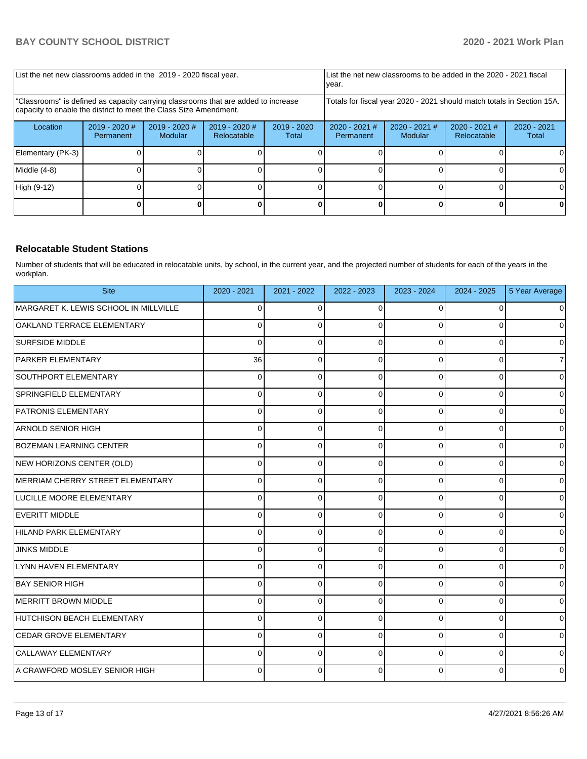| List the net new classrooms added in the 2019 - 2020 fiscal year. | | | | | List the net new classrooms to be added in the 2020 - 2021 fiscal year. | | | |
|---|---|---|---|---|---|---|---|---|
| "Classrooms" is defined as capacity carrying classrooms that are added to increase capacity to enable the district to meet the Class Size Amendment. | | | | | Totals for fiscal year 2020 - 2021 should match totals in Section 15A. | | | |
| Location | 2019 - 2020 # Permanent | 2019 - 2020 # Modular | 2019 - 2020 # Relocatable | 2019 - 2020 Total | 2020 - 2021 # Permanent | 2020 - 2021 # Modular | 2020 - 2021 # Relocatable | 2020 - 2021 Total |
| Elementary (PK-3) | 0 | 0 | 0 | 0 | 0 | 0 | 0 | 0 |
| Middle (4-8) | 0 | 0 | 0 | 0 | 0 | 0 | 0 | 0 |
| High (9-12) | 0 | 0 | 0 | 0 | 0 | 0 | 0 | 0 |
| | **0** | **0** | **0** | **0** | **0** | **0** | **0** | **0** |

## Relocatable Student Stations

Number of students that will be educated in relocatable units, by school, in the current year, and the projected number of students for each of the years in the workplan.

| Site | 2020 - 2021 | 2021 - 2022 | 2022 - 2023 | 2023 - 2024 | 2024 - 2025 | 5 Year Average |
|---|---|---|---|---|---|---|
| MARGARET K. LEWIS SCHOOL IN MILLVILLE | 0 | 0 | 0 | 0 | 0 | 0 |
| OAKLAND TERRACE ELEMENTARY | 0 | 0 | 0 | 0 | 0 | 0 |
| SURFSIDE MIDDLE | 0 | 0 | 0 | 0 | 0 | 0 |
| PARKER ELEMENTARY | 36 | 0 | 0 | 0 | 0 | 7 |
| SOUTHPORT ELEMENTARY | 0 | 0 | 0 | 0 | 0 | 0 |
| SPRINGFIELD ELEMENTARY | 0 | 0 | 0 | 0 | 0 | 0 |
| PATRONIS ELEMENTARY | 0 | 0 | 0 | 0 | 0 | 0 |
| ARNOLD SENIOR HIGH | 0 | 0 | 0 | 0 | 0 | 0 |
| BOZEMAN LEARNING CENTER | 0 | 0 | 0 | 0 | 0 | 0 |
| NEW HORIZONS CENTER (OLD) | 0 | 0 | 0 | 0 | 0 | 0 |
| MERRIAM CHERRY STREET ELEMENTARY | 0 | 0 | 0 | 0 | 0 | 0 |
| LUCILLE MOORE ELEMENTARY | 0 | 0 | 0 | 0 | 0 | 0 |
| EVERITT MIDDLE | 0 | 0 | 0 | 0 | 0 | 0 |
| HILAND PARK ELEMENTARY | 0 | 0 | 0 | 0 | 0 | 0 |
| JINKS MIDDLE | 0 | 0 | 0 | 0 | 0 | 0 |
| LYNN HAVEN ELEMENTARY | 0 | 0 | 0 | 0 | 0 | 0 |
| BAY SENIOR HIGH | 0 | 0 | 0 | 0 | 0 | 0 |
| MERRITT BROWN MIDDLE | 0 | 0 | 0 | 0 | 0 | 0 |
| HUTCHISON BEACH ELEMENTARY | 0 | 0 | 0 | 0 | 0 | 0 |
| CEDAR GROVE ELEMENTARY | 0 | 0 | 0 | 0 | 0 | 0 |
| CALLAWAY ELEMENTARY | 0 | 0 | 0 | 0 | 0 | 0 |
| A CRAWFORD MOSLEY SENIOR HIGH | 0 | 0 | 0 | 0 | 0 | 0 |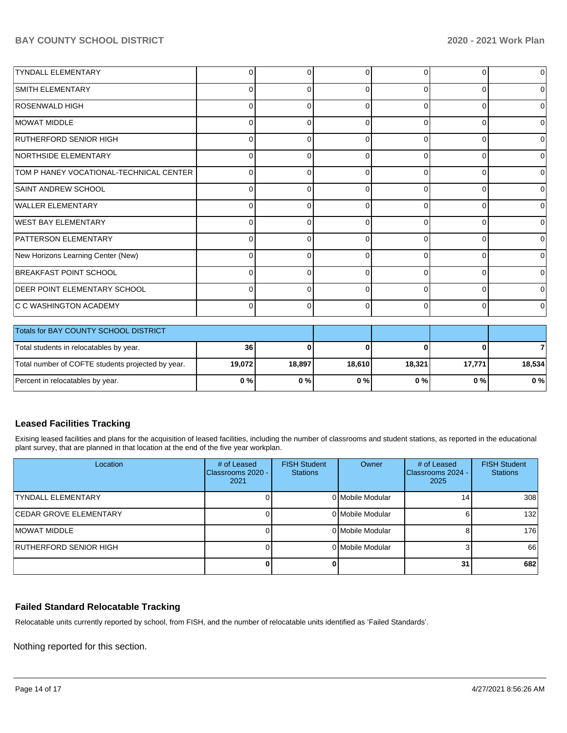| | | | | | | |
|---|---|---|---|---|---|---|
| TYNDALL ELEMENTARY | 0 | 0 | 0 | 0 | 0 | 0 |
| SMITH ELEMENTARY | 0 | 0 | 0 | 0 | 0 | 0 |
| ROSENWALD HIGH | 0 | 0 | 0 | 0 | 0 | 0 |
| MOWAT MIDDLE | 0 | 0 | 0 | 0 | 0 | 0 |
| RUTHERFORD SENIOR HIGH | 0 | 0 | 0 | 0 | 0 | 0 |
| NORTHSIDE ELEMENTARY | 0 | 0 | 0 | 0 | 0 | 0 |
| TOM P HANEY VOCATIONAL-TECHNICAL CENTER | 0 | 0 | 0 | 0 | 0 | 0 |
| SAINT ANDREW SCHOOL | 0 | 0 | 0 | 0 | 0 | 0 |
| WALLER ELEMENTARY | 0 | 0 | 0 | 0 | 0 | 0 |
| WEST BAY ELEMENTARY | 0 | 0 | 0 | 0 | 0 | 0 |
| PATTERSON ELEMENTARY | 0 | 0 | 0 | 0 | 0 | 0 |
| New Horizons Learning Center (New) | 0 | 0 | 0 | 0 | 0 | 0 |
| BREAKFAST POINT SCHOOL | 0 | 0 | 0 | 0 | 0 | 0 |
| DEER POINT ELEMENTARY SCHOOL | 0 | 0 | 0 | 0 | 0 | 0 |
| C C WASHINGTON ACADEMY | 0 | 0 | 0 | 0 | 0 | 0 |

| Totals for BAY COUNTY SCHOOL DISTRICT | | | | | | |
|---|---|---|---|---|---|---|
| Total students in relocatables by year. | **36** | **0** | **0** | **0** | **0** | **7** |
| Total number of COFTE students projected by year. | **19,072** | **18,897** | **18,610** | **18,321** | **17,771** | **18,534** |
| Percent in relocatables by year. | **0 %** | **0 %** | **0 %** | **0 %** | **0 %** | **0 %** |

## Leased Facilities Tracking

Exising leased facilities and plans for the acquisition of leased facilities, including the number of classrooms and student stations, as reported in the educational plant survey, that are planned in that location at the end of the five year workplan.

| Location | # of Leased Classrooms 2020 - 2021 | FISH Student Stations | Owner | # of Leased Classrooms 2024 - 2025 | FISH Student Stations |
|---|---|---|---|---|---|
| TYNDALL ELEMENTARY | 0 | 0 | Mobile Modular | 14 | 308 |
| CEDAR GROVE ELEMENTARY | 0 | 0 | Mobile Modular | 6 | 132 |
| MOWAT MIDDLE | 0 | 0 | Mobile Modular | 8 | 176 |
| RUTHERFORD SENIOR HIGH | 0 | 0 | Mobile Modular | 3 | 66 |
| | **0** | **0** | | **31** | **682** |

## Failed Standard Relocatable Tracking

Relocatable units currently reported by school, from FISH, and the number of relocatable units identified as 'Failed Standards'.

Nothing reported for this section.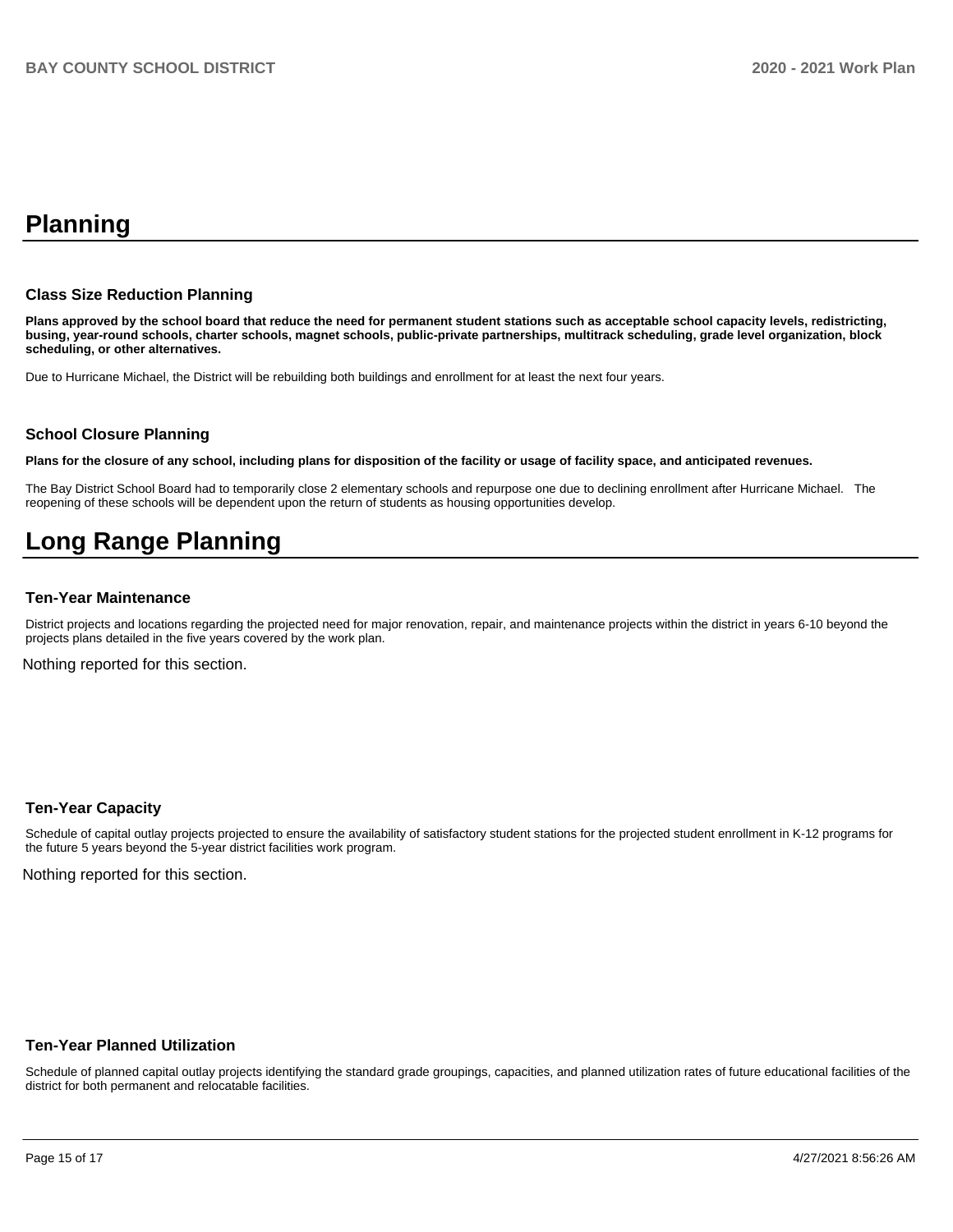# Planning

### Class Size Reduction Planning

**Plans approved by the school board that reduce the need for permanent student stations such as acceptable school capacity levels, redistricting, busing, year-round schools, charter schools, magnet schools, public-private partnerships, multitrack scheduling, grade level organization, block scheduling, or other alternatives.**

Due to Hurricane Michael, the District will be rebuilding both buildings and enrollment for at least the next four years.

### School Closure Planning

**Plans for the closure of any school, including plans for disposition of the facility or usage of facility space, and anticipated revenues.**

The Bay District School Board had to temporarily close 2 elementary schools and repurpose one due to declining enrollment after Hurricane Michael. The reopening of these schools will be dependent upon the return of students as housing opportunities develop.

# Long Range Planning

### Ten-Year Maintenance

District projects and locations regarding the projected need for major renovation, repair, and maintenance projects within the district in years 6-10 beyond the projects plans detailed in the five years covered by the work plan.

Nothing reported for this section.

### Ten-Year Capacity

Schedule of capital outlay projects projected to ensure the availability of satisfactory student stations for the projected student enrollment in K-12 programs for the future 5 years beyond the 5-year district facilities work program.

Nothing reported for this section.

### Ten-Year Planned Utilization

Schedule of planned capital outlay projects identifying the standard grade groupings, capacities, and planned utilization rates of future educational facilities of the district for both permanent and relocatable facilities.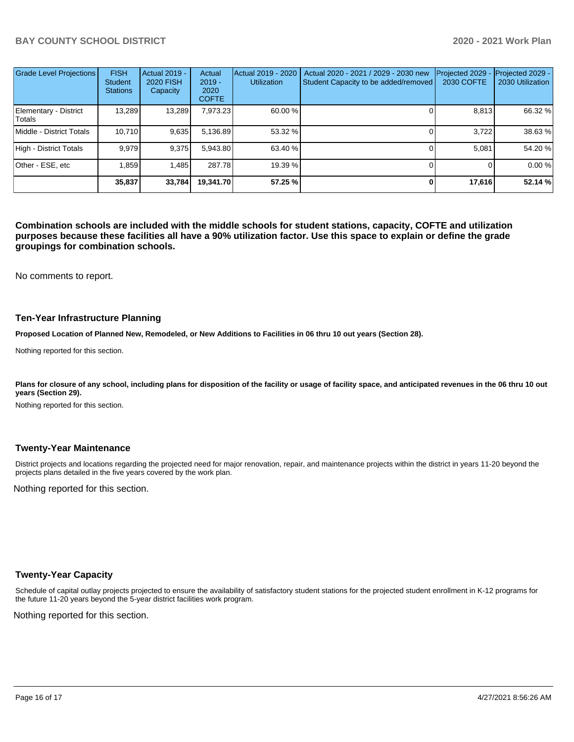| Grade Level Projections | FISH Student Stations | Actual 2019 - 2020 FISH Capacity | Actual 2019 - 2020 COFTE | Actual 2019 - 2020 Utilization | Actual 2020 - 2021 / 2029 - 2030 new Student Capacity to be added/removed | Projected 2029 - 2030 COFTE | Projected 2029 - 2030 Utilization |
|---|---|---|---|---|---|---|---|
| Elementary - District Totals | 13,289 | 13,289 | 7,973.23 | 60.00 % | 0 | 8,813 | 66.32 % |
| Middle - District Totals | 10,710 | 9,635 | 5,136.89 | 53.32 % | 0 | 3,722 | 38.63 % |
| High - District Totals | 9,979 | 9,375 | 5,943.80 | 63.40 % | 0 | 5,081 | 54.20 % |
| Other - ESE, etc | 1,859 | 1,485 | 287.78 | 19.39 % | 0 | 0 | 0.00 % |
| | **35,837** | **33,784** | **19,341.70** | **57.25 %** | **0** | **17,616** | **52.14 %** |

**Combination schools are included with the middle schools for student stations, capacity, COFTE and utilization purposes because these facilities all have a 90% utilization factor. Use this space to explain or define the grade groupings for combination schools.**

No comments to report.

## Ten-Year Infrastructure Planning

**Proposed Location of Planned New, Remodeled, or New Additions to Facilities in 06 thru 10 out years (Section 28).**

Nothing reported for this section.

**Plans for closure of any school, including plans for disposition of the facility or usage of facility space, and anticipated revenues in the 06 thru 10 out years (Section 29).**

Nothing reported for this section.

## Twenty-Year Maintenance

District projects and locations regarding the projected need for major renovation, repair, and maintenance projects within the district in years 11-20 beyond the projects plans detailed in the five years covered by the work plan.

Nothing reported for this section.

## Twenty-Year Capacity

Schedule of capital outlay projects projected to ensure the availability of satisfactory student stations for the projected student enrollment in K-12 programs for the future 11-20 years beyond the 5-year district facilities work program.

Nothing reported for this section.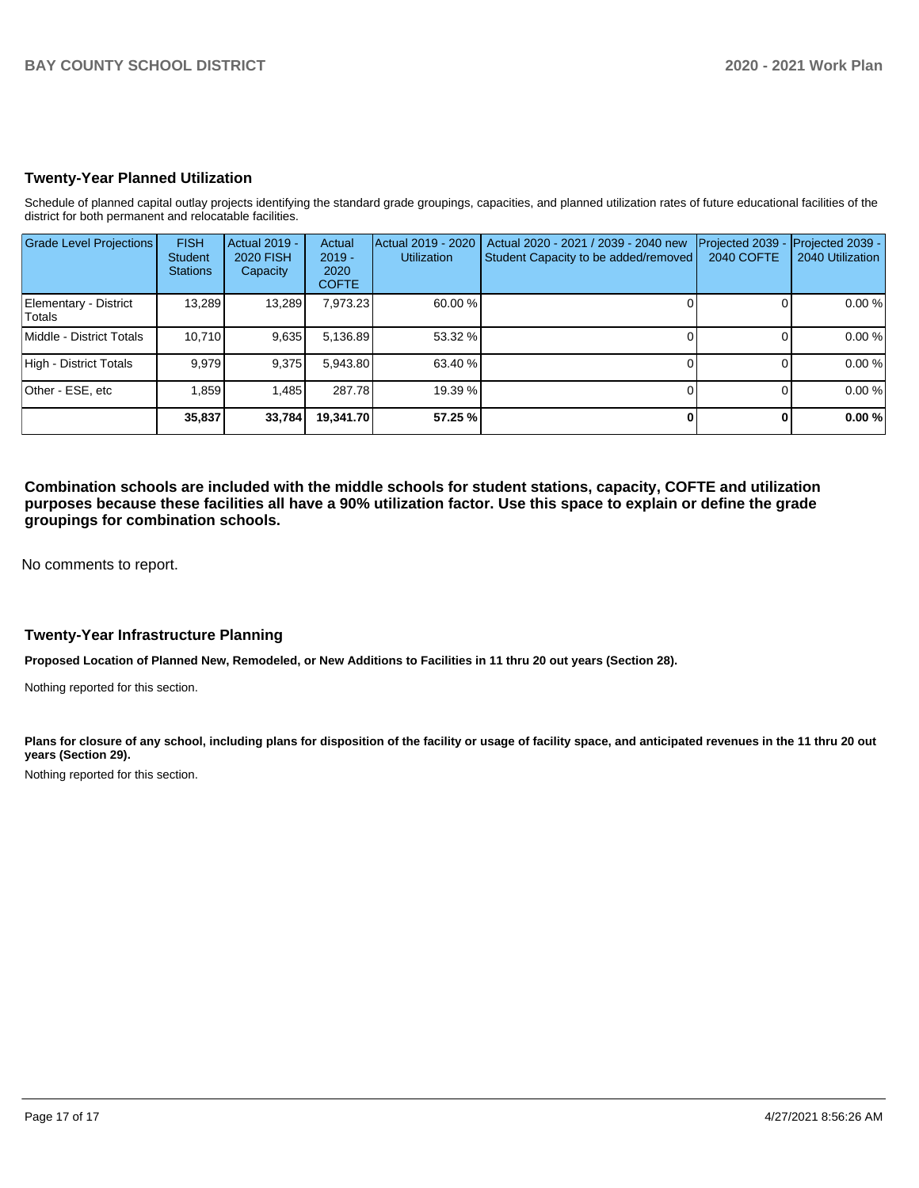## Twenty-Year Planned Utilization

Schedule of planned capital outlay projects identifying the standard grade groupings, capacities, and planned utilization rates of future educational facilities of the district for both permanent and relocatable facilities.

| Grade Level Projections | FISH Student Stations | Actual 2019 - 2020 FISH Capacity | Actual 2019 - 2020 COFTE | Actual 2019 - 2020 Utilization | Actual 2020 - 2021 / 2039 - 2040 new Student Capacity to be added/removed | Projected 2039 - 2040 COFTE | Projected 2039 - 2040 Utilization |
|---|---|---|---|---|---|---|---|
| Elementary - District Totals | 13,289 | 13,289 | 7,973.23 | 60.00 % | 0 | 0 | 0.00 % |
| Middle - District Totals | 10,710 | 9,635 | 5,136.89 | 53.32 % | 0 | 0 | 0.00 % |
| High - District Totals | 9,979 | 9,375 | 5,943.80 | 63.40 % | 0 | 0 | 0.00 % |
| Other - ESE, etc | 1,859 | 1,485 | 287.78 | 19.39 % | 0 | 0 | 0.00 % |
| | **35,837** | **33,784** | **19,341.70** | **57.25 %** | **0** | **0** | **0.00 %** |

**Combination schools are included with the middle schools for student stations, capacity, COFTE and utilization purposes because these facilities all have a 90% utilization factor. Use this space to explain or define the grade groupings for combination schools.**

No comments to report.

## Twenty-Year Infrastructure Planning

**Proposed Location of Planned New, Remodeled, or New Additions to Facilities in 11 thru 20 out years (Section 28).**

Nothing reported for this section.

**Plans for closure of any school, including plans for disposition of the facility or usage of facility space, and anticipated revenues in the 11 thru 20 out years (Section 29).**

Nothing reported for this section.